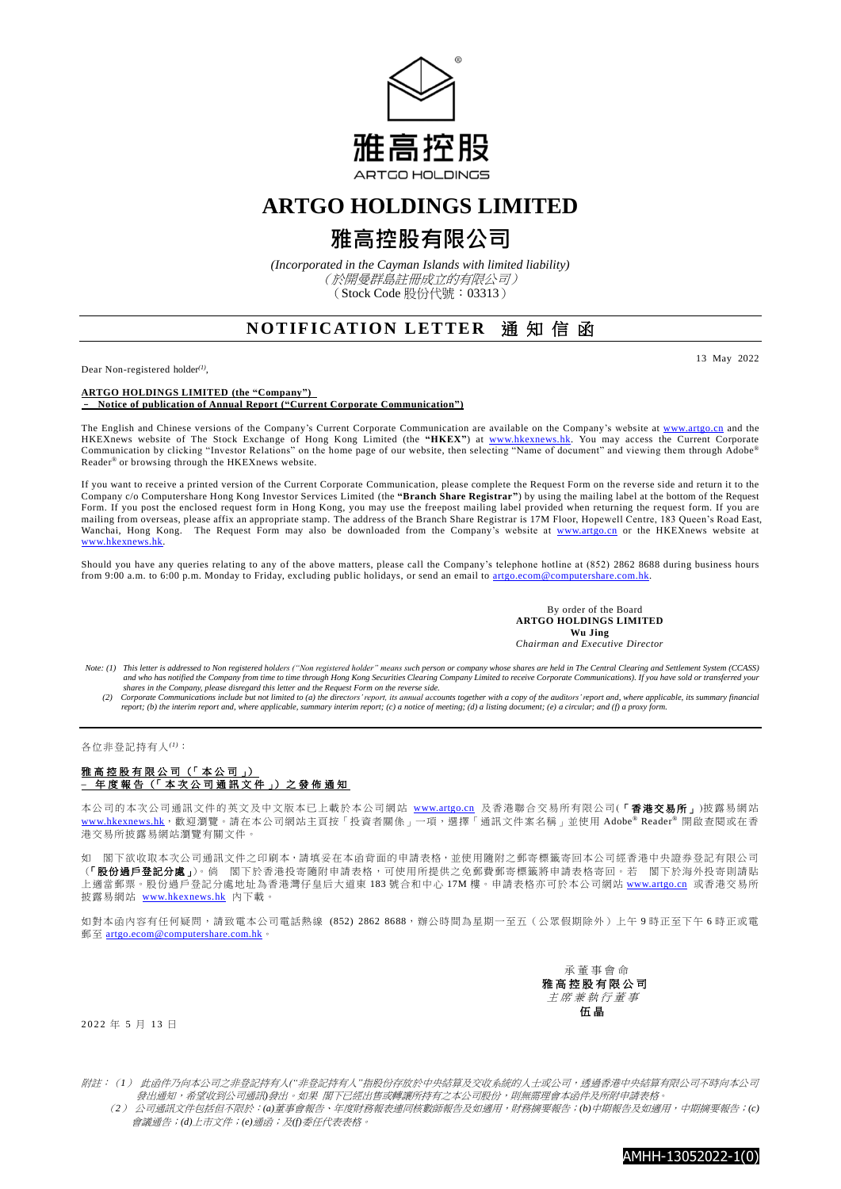雅高控股

ARTGO HOLDINGS

# ARTGO HOLDINGS LIMITED

# 雅高控股有限公司

*(Incorporated in the Cayman Islands with limited liability)*
*（於開曼群島註冊成立的有限公司）*
（Stock Code 股份代號：03313）

## NOTIFICATION LETTER 通知信函

13 May 2022

Dear Non-registered holder[(1)],

**ARTGO HOLDINGS LIMITED (the "Company")**
**– Notice of publication of Annual Report ("Current Corporate Communication")**

The English and Chinese versions of the Company's Current Corporate Communication are available on the Company's website at www.artgo.cn and the HKEXnews website of The Stock Exchange of Hong Kong Limited (the **"HKEX"**) at www.hkexnews.hk. You may access the Current Corporate Communication by clicking "Investor Relations" on the home page of our website, then selecting "Name of document" and viewing them through Adobe® Reader® or browsing through the HKEXnews website.

If you want to receive a printed version of the Current Corporate Communication, please complete the Request Form on the reverse side and return it to the Company c/o Computershare Hong Kong Investor Services Limited (the **"Branch Share Registrar"**) by using the mailing label at the bottom of the Request Form. If you post the enclosed request form in Hong Kong, you may use the freepost mailing label provided when returning the request form. If you are mailing from overseas, please affix an appropriate stamp. The address of the Branch Share Registrar is 17M Floor, Hopewell Centre, 183 Queen's Road East, Wanchai, Hong Kong. The Request Form may also be downloaded from the Company's website at www.artgo.cn or the HKEXnews website at www.hkexnews.hk.

Should you have any queries relating to any of the above matters, please call the Company's telephone hotline at (852) 2862 8688 during business hours from 9:00 a.m. to 6:00 p.m. Monday to Friday, excluding public holidays, or send an email to artgo.ecom@computershare.com.hk.

By order of the Board
**ARTGO HOLDINGS LIMITED**
**Wu Jing**
*Chairman and Executive Director*

*Note: (1) This letter is addressed to Non registered holders ("Non registered holder" means such person or company whose shares are held in The Central Clearing and Settlement System (CCASS) and who has notified the Company from time to time through Hong Kong Securities Clearing Company Limited to receive Corporate Communications). If you have sold or transferred your shares in the Company, please disregard this letter and the Request Form on the reverse side.*
*(2) Corporate Communications include but not limited to (a) the directors' report, its annual accounts together with a copy of the auditors' report and, where applicable, its summary financial report; (b) the interim report and, where applicable, summary interim report; (c) a notice of meeting; (d) a listing document; (e) a circular; and (f) a proxy form.*

---

各位非登記持有人[(1)]：

**雅高控股有限公司（「本公司」）**
**– 年度報告（「本次公司通訊文件」）之發佈通知**

本公司的本次公司通訊文件的英文及中文版本已上載於本公司網站 www.artgo.cn 及香港聯合交易所有限公司(**「香港交易所」**)披露易網站 www.hkexnews.hk，歡迎瀏覽。請在本公司網站主頁按「投資者關係」一項，選擇「通訊文件案名稱」並使用 Adobe® Reader® 開啟查閱或在香港交易所披露易網站瀏覽有關文件。

如 閣下欲收取本次公司通訊文件之印刷本，請填妥在本函背面的申請表格，並使用隨附之郵寄標籤寄回本公司經香港中央證券登記有限公司(**「股份過戶登記分處」**)。倘 閣下於香港投寄隨附申請表格，可使用所提供之免郵費郵寄標籤將申請表格寄回。若 閣下於海外投寄則請貼上適當郵票。股份過戶登記分處地址為香港灣仔皇后大道東 183 號合和中心 17M 樓。申請表格亦可於本公司網站 www.artgo.cn 或香港交易所披露易網站 www.hkexnews.hk 內下載。

如對本函內容有任何疑問，請致電本公司電話熱線 (852) 2862 8688，辦公時間為星期一至五（公眾假期除外）上午 9 時正至下午 6 時正或電郵至 artgo.ecom@computershare.com.hk。

承董事會命
**雅高控股有限公司**
*主席兼執行董事*
**伍晶**

2022 年 5 月 13 日

*附註：（1） 此函件乃向本公司之非登記持有人("非登記持有人"指股份存放於中央結算及交收系統的人士或公司，透過香港中央結算有限公司不時向本公司發出通知，希望收到公司通訊)發出。如果 閣下已經出售或轉讓所持有之本公司股份，則無需理會本函件及所附申請表格。*
*（2） 公司通訊文件包括但不限於：(a)董事會報告、年度財務報表連同核數師報告及如適用，財務摘要報告；(b)中期報告及如適用，中期摘要報告；(c)會議通告；(d)上市文件；(e)通函；及(f)委任代表表格。*

AMHH-13052022-1(0)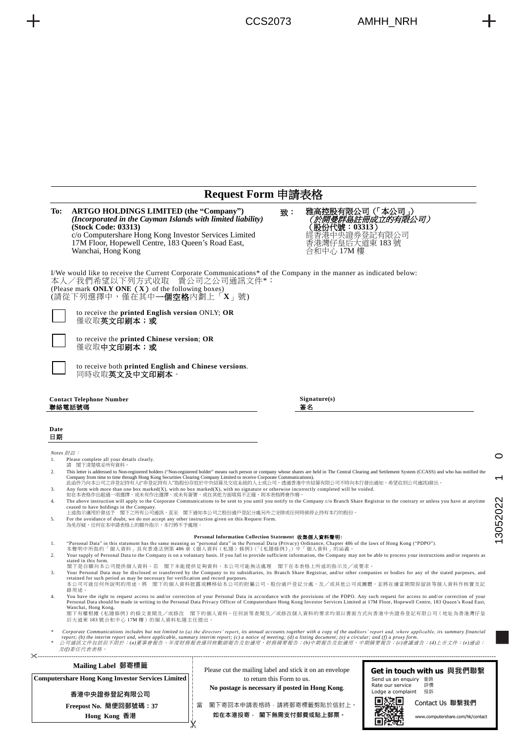# Request Form 申請表格

**To: ARTGO HOLDINGS LIMITED (the "Company")**
***(Incorporated in the Cayman Islands with limited liability)***
**(Stock Code: 03313)**
c/o Computershare Hong Kong Investor Services Limited
17M Floor, Hopewell Centre, 183 Queen's Road East,
Wanchai, Hong Kong

**致： 雅高控股有限公司（「本公司」）**
***（於開曼群島註冊成立的有限公司）***
**（股份代號：03313）**
經香港中央證券登記有限公司
香港灣仔皇后大道東 183 號
合和中心 17M 樓

I/We would like to receive the Current Corporate Communications* of the Company in the manner as indicated below:
本人／我們希望以下列方式收取　貴公司之公司通訊文件*：
(Please mark **ONLY ONE**（**X**）of the following boxes)
(請從下列選擇中，僅在其中**一個空格**內劃上「**X**」號)

☐ to receive the **printed English version** ONLY; **OR**
僅收取**英文印刷本；或**

☐ to receive the **printed Chinese version**; **OR**
僅收取**中文印刷本；或**

☐ to receive both **printed English and Chinese versions**.
同時收取**英文及中文印刷本**。

**Contact Telephone Number**
**聯絡電話號碼**

**Signature(s)**
**簽名**

**Date**
**日期**

*Notes 附註：*

1. Please complete all your details clearly.
   請　閣下清楚填妥所有資料。
2. This letter is addressed to Non-registered holders ("Non-registered holder" means such person or company whose shares are held in The Central Clearing and Settlement System (CCASS) and who has notified the Company from time to time through Hong Kong Securities Clearing Company Limited to receive Corporate Communications).
   此函件乃向本公司之非登記持有人("非登記持有人"指股份存放於中央結算及交收系統的人士或公司，透過香港中央結算有限公司不時向本公司發出通知，希望收到公司通訊)發出。
3. Any form with more than one box marked(X), with no box marked(X), with no signature or otherwise incorrectly completed will be voided.
   如在本表格作出超過一項選擇、或未有作出選擇、或未有簽署、或在其他方面填寫不正確，則本表格將會作廢。
4. The above instruction will apply to the Corporate Communications to be sent to you until you notify to the Company c/o Branch Share Registrar to the contrary or unless you have at anytime ceased to have holdings in the Company.
   上述指示適用於發送予　閣下之所有公司通訊，直至　閣下通知本公司之股份過戶登記分處另外之安排或任何時候停止持有本行的股份。
5. For the avoidance of doubt, we do not accept any other instruction given on this Request Form.
   為免存疑，任何在本申請表格上的額外指示，本行將不予處理。

**Personal Information Collection Statement 收集個人資料聲明:**

1. "Personal Data" in this statement has the same meaning as "personal data" in the Personal Data (Privacy) Ordinance, Chapter 486 of the laws of Hong Kong ("PDPO").
   本聲明中所指的「個人資料」具有香港法例第 486 章《個人資料（私隱）條例》(「《私隱條例》」) 中「個人資料」的涵義。
2. Your supply of Personal Data to the Company is on a voluntary basis. If you fail to provide sufficient information, the Company may not be able to process your instructions and/or requests as stated in this form.
   閣下是自願向本公司提供個人資料，若　閣下未能提供足夠資料，本公司可能無法處理　閣下在本表格上所述的指示及／或要求。
3. Your Personal Data may be disclosed or transferred by the Company to its subsidiaries, its Branch Share Registrar, and/or other companies or bodies for any of the stated purposes, and retained for such period as may be necessary for verification and record purposes.
   本公司可就任何所說明的用途，將　閣下的個人資料披露或轉移給本公司的附屬公司、股份過戶登記分處，及／或其他公司或團體，並將在適當期間保留該等個人資料作核實及記錄用途。
4. You have the right to request access to and/or correction of your Personal Data in accordance with the provisions of the PDPO. Any such request for access to and/or correction of your Personal Data should be made in writing to the Personal Data Privacy Officer of Computershare Hong Kong Investor Services Limited at 17M Floor, Hopewell Centre, 183 Queen's Road East, Wanchai, Hong Kong.
   閣下有權根據《私隱條例》的條文查閱及／或修改　閣下的個人資料。任何該等查閱及／或修改個人資料的要求均須以書面方式向香港中央證券登記有限公司（地址為香港灣仔皇后大道東 183 號合和中心 17M 樓）的個人資料私隱主任提出。

\* *Corporate Communications includes but not limited to (a) the directors' report, its annual accounts together with a copy of the auditors' report and, where applicable, its summary financial report; (b) the interim report and, where applicable, summary interim report; (c) a notice of meeting; (d) a listing document; (e) a circular; and (f) a proxy form.*

\* *公司通訊文件包括但不限於：(a)董事會報告、年度財務報表連同核數師報告及如適用，財務摘要報告；(b)中期報告及如適用，中期摘要報告；(c)會議通告；(d)上市文件；(e)通函；及(f)委任代表表格。*

---

**Mailing Label 郵寄標籤**

**Computershare Hong Kong Investor Services Limited**

**香港中央證券登記有限公司**

**Freepost No. 簡便回郵號碼：37**

**Hong Kong 香港**

Please cut the mailing label and stick it on an envelope to return this Form to us.
**No postage is necessary if posted in Hong Kong.**

當　閣下寄回本申請表格時，請將郵寄標籤剪貼於信封上。
**如在本港投寄，　閣下無需支付郵費或貼上郵票。**

**Get in touch with us 與我們聯繫**
Send us an enquiry 查詢
Rate our service 評價
Lodge a complaint 投訴
Contact Us 聯繫我們
www.computershare.com/hk/contact